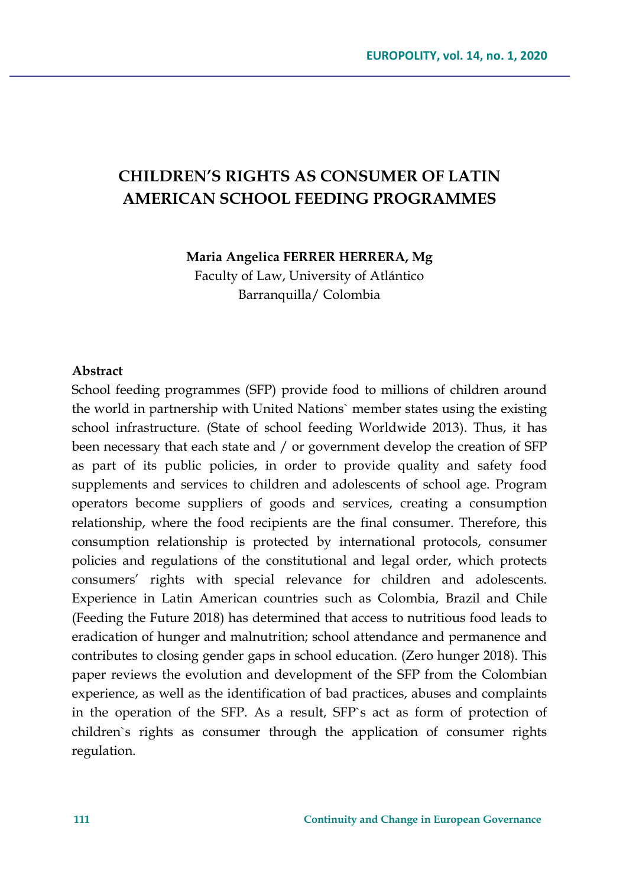# CHILDREN'S RIGHTS AS CONSUMER OF LATIN AMERICAN SCHOOL FEEDING PROGRAMMES

**Maria Angelica FERRER HERRERA, Mg**
Faculty of Law, University of Atlántico
Barranquilla/ Colombia

**Abstract**

School feeding programmes (SFP) provide food to millions of children around the world in partnership with United Nations` member states using the existing school infrastructure. (State of school feeding Worldwide 2013). Thus, it has been necessary that each state and / or government develop the creation of SFP as part of its public policies, in order to provide quality and safety food supplements and services to children and adolescents of school age. Program operators become suppliers of goods and services, creating a consumption relationship, where the food recipients are the final consumer. Therefore, this consumption relationship is protected by international protocols, consumer policies and regulations of the constitutional and legal order, which protects consumers' rights with special relevance for children and adolescents. Experience in Latin American countries such as Colombia, Brazil and Chile (Feeding the Future 2018) has determined that access to nutritious food leads to eradication of hunger and malnutrition; school attendance and permanence and contributes to closing gender gaps in school education. (Zero hunger 2018). This paper reviews the evolution and development of the SFP from the Colombian experience, as well as the identification of bad practices, abuses and complaints in the operation of the SFP. As a result, SFP`s act as form of protection of children`s rights as consumer through the application of consumer rights regulation.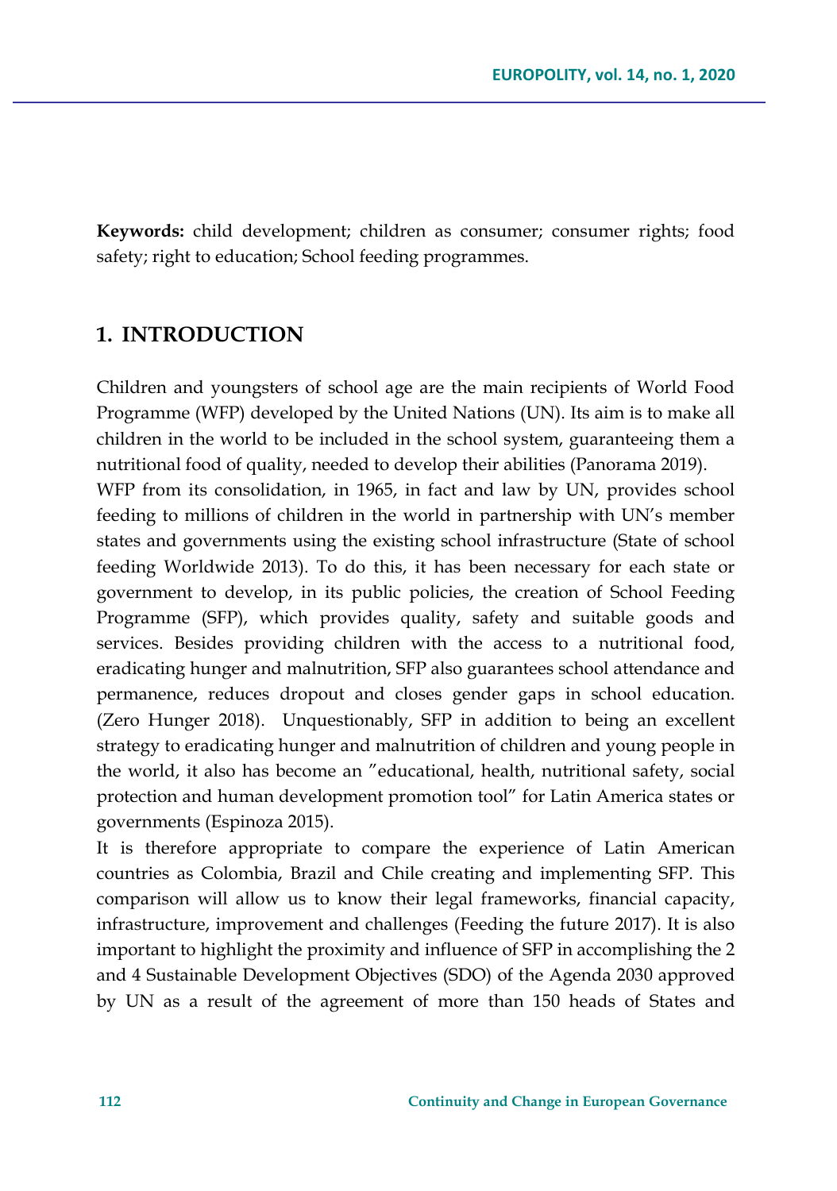**Keywords:** child development; children as consumer; consumer rights; food safety; right to education; School feeding programmes.

## 1. INTRODUCTION

Children and youngsters of school age are the main recipients of World Food Programme (WFP) developed by the United Nations (UN). Its aim is to make all children in the world to be included in the school system, guaranteeing them a nutritional food of quality, needed to develop their abilities (Panorama 2019).

WFP from its consolidation, in 1965, in fact and law by UN, provides school feeding to millions of children in the world in partnership with UN's member states and governments using the existing school infrastructure (State of school feeding Worldwide 2013). To do this, it has been necessary for each state or government to develop, in its public policies, the creation of School Feeding Programme (SFP), which provides quality, safety and suitable goods and services. Besides providing children with the access to a nutritional food, eradicating hunger and malnutrition, SFP also guarantees school attendance and permanence, reduces dropout and closes gender gaps in school education. (Zero Hunger 2018). Unquestionably, SFP in addition to being an excellent strategy to eradicating hunger and malnutrition of children and young people in the world, it also has become an "educational, health, nutritional safety, social protection and human development promotion tool" for Latin America states or governments (Espinoza 2015).

It is therefore appropriate to compare the experience of Latin American countries as Colombia, Brazil and Chile creating and implementing SFP. This comparison will allow us to know their legal frameworks, financial capacity, infrastructure, improvement and challenges (Feeding the future 2017). It is also important to highlight the proximity and influence of SFP in accomplishing the 2 and 4 Sustainable Development Objectives (SDO) of the Agenda 2030 approved by UN as a result of the agreement of more than 150 heads of States and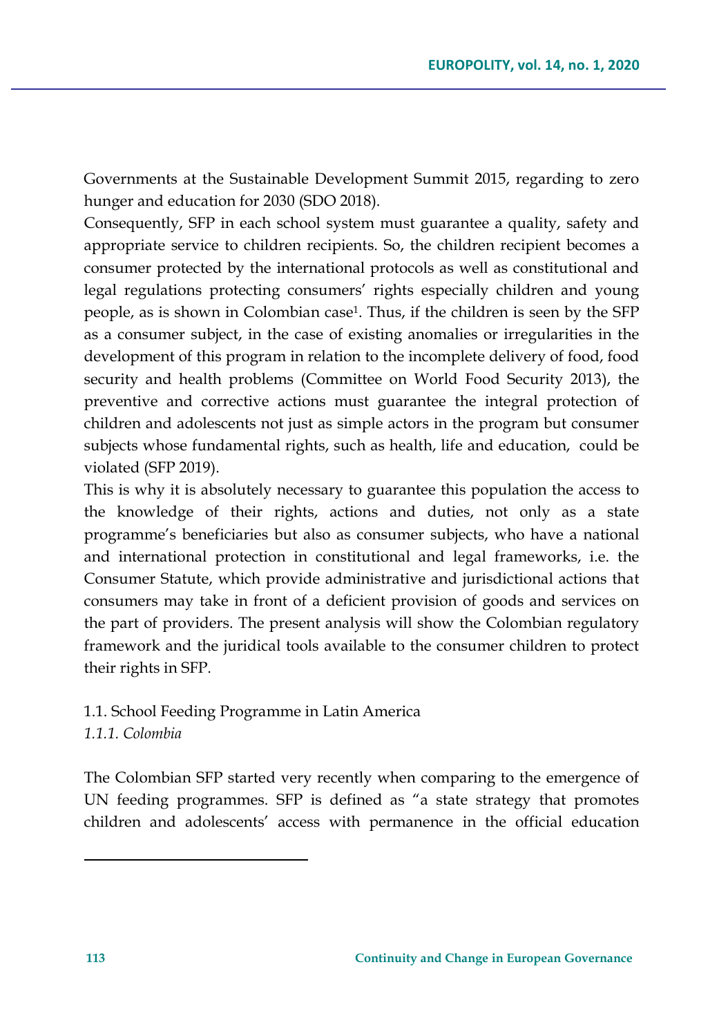Governments at the Sustainable Development Summit 2015, regarding to zero hunger and education for 2030 (SDO 2018).

Consequently, SFP in each school system must guarantee a quality, safety and appropriate service to children recipients. So, the children recipient becomes a consumer protected by the international protocols as well as constitutional and legal regulations protecting consumers' rights especially children and young people, as is shown in Colombian case[1]. Thus, if the children is seen by the SFP as a consumer subject, in the case of existing anomalies or irregularities in the development of this program in relation to the incomplete delivery of food, food security and health problems (Committee on World Food Security 2013), the preventive and corrective actions must guarantee the integral protection of children and adolescents not just as simple actors in the program but consumer subjects whose fundamental rights, such as health, life and education, could be violated (SFP 2019).

This is why it is absolutely necessary to guarantee this population the access to the knowledge of their rights, actions and duties, not only as a state programme's beneficiaries but also as consumer subjects, who have a national and international protection in constitutional and legal frameworks, i.e. the Consumer Statute, which provide administrative and jurisdictional actions that consumers may take in front of a deficient provision of goods and services on the part of providers. The present analysis will show the Colombian regulatory framework and the juridical tools available to the consumer children to protect their rights in SFP.

## 1.1. School Feeding Programme in Latin America

### *1.1.1. Colombia*

The Colombian SFP started very recently when comparing to the emergence of UN feeding programmes. SFP is defined as "a state strategy that promotes children and adolescents' access with permanence in the official education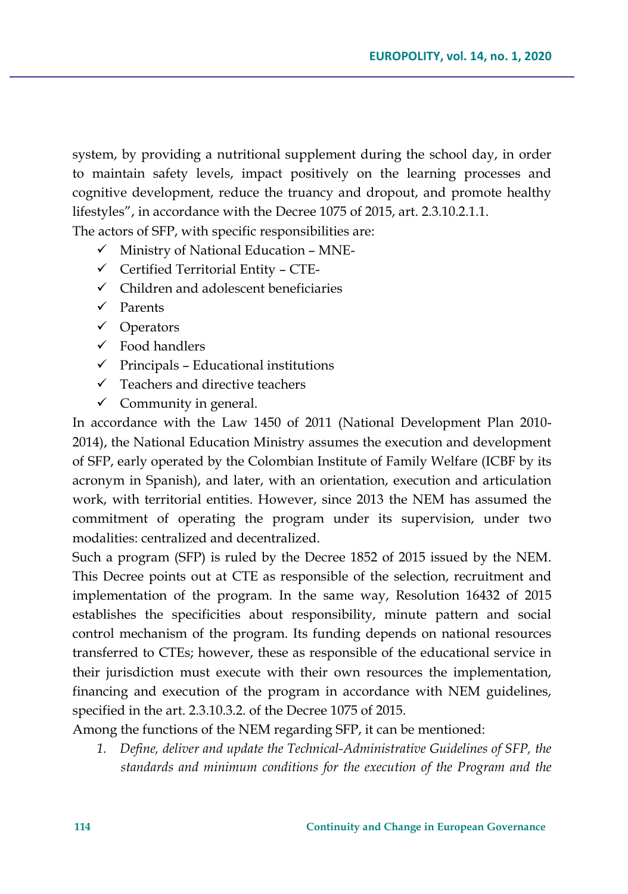system, by providing a nutritional supplement during the school day, in order to maintain safety levels, impact positively on the learning processes and cognitive development, reduce the truancy and dropout, and promote healthy lifestyles", in accordance with the Decree 1075 of 2015, art. 2.3.10.2.1.1.

The actors of SFP, with specific responsibilities are:

- ✓ Ministry of National Education – MNE-
- ✓ Certified Territorial Entity – CTE-
- ✓ Children and adolescent beneficiaries
- ✓ Parents
- ✓ Operators
- ✓ Food handlers
- ✓ Principals – Educational institutions
- ✓ Teachers and directive teachers
- ✓ Community in general.

In accordance with the Law 1450 of 2011 (National Development Plan 2010-2014), the National Education Ministry assumes the execution and development of SFP, early operated by the Colombian Institute of Family Welfare (ICBF by its acronym in Spanish), and later, with an orientation, execution and articulation work, with territorial entities. However, since 2013 the NEM has assumed the commitment of operating the program under its supervision, under two modalities: centralized and decentralized.

Such a program (SFP) is ruled by the Decree 1852 of 2015 issued by the NEM. This Decree points out at CTE as responsible of the selection, recruitment and implementation of the program. In the same way, Resolution 16432 of 2015 establishes the specificities about responsibility, minute pattern and social control mechanism of the program. Its funding depends on national resources transferred to CTEs; however, these as responsible of the educational service in their jurisdiction must execute with their own resources the implementation, financing and execution of the program in accordance with NEM guidelines, specified in the art. 2.3.10.3.2. of the Decree 1075 of 2015.

Among the functions of the NEM regarding SFP, it can be mentioned:

1. *Define, deliver and update the Technical-Administrative Guidelines of SFP, the standards and minimum conditions for the execution of the Program and the*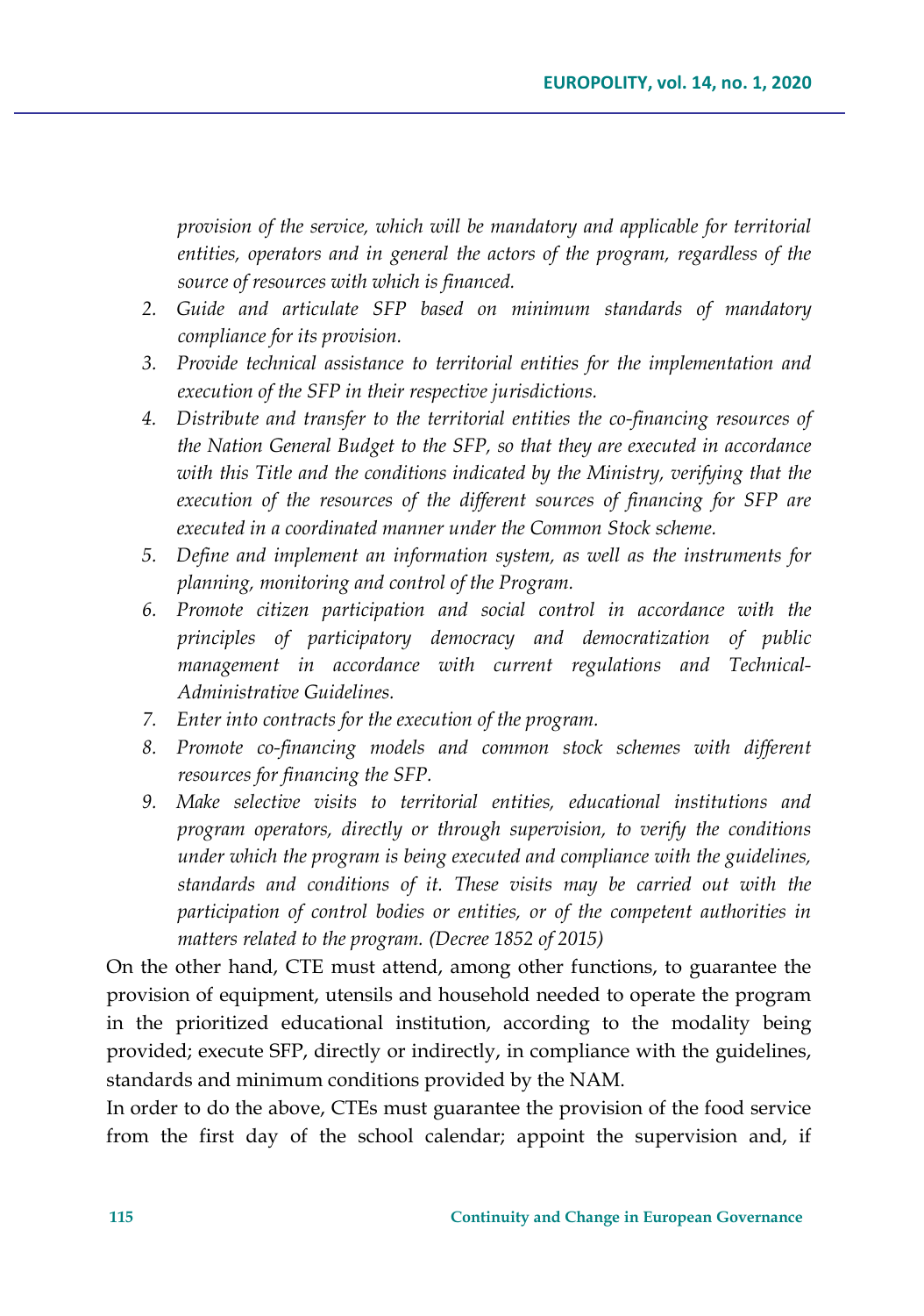*provision of the service, which will be mandatory and applicable for territorial entities, operators and in general the actors of the program, regardless of the source of resources with which is financed.*

2. *Guide and articulate SFP based on minimum standards of mandatory compliance for its provision.*
3. *Provide technical assistance to territorial entities for the implementation and execution of the SFP in their respective jurisdictions.*
4. *Distribute and transfer to the territorial entities the co-financing resources of the Nation General Budget to the SFP, so that they are executed in accordance with this Title and the conditions indicated by the Ministry, verifying that the execution of the resources of the different sources of financing for SFP are executed in a coordinated manner under the Common Stock scheme.*
5. *Define and implement an information system, as well as the instruments for planning, monitoring and control of the Program.*
6. *Promote citizen participation and social control in accordance with the principles of participatory democracy and democratization of public management in accordance with current regulations and Technical-Administrative Guidelines.*
7. *Enter into contracts for the execution of the program.*
8. *Promote co-financing models and common stock schemes with different resources for financing the SFP.*
9. *Make selective visits to territorial entities, educational institutions and program operators, directly or through supervision, to verify the conditions under which the program is being executed and compliance with the guidelines, standards and conditions of it. These visits may be carried out with the participation of control bodies or entities, or of the competent authorities in matters related to the program. (Decree 1852 of 2015)*

On the other hand, CTE must attend, among other functions, to guarantee the provision of equipment, utensils and household needed to operate the program in the prioritized educational institution, according to the modality being provided; execute SFP, directly or indirectly, in compliance with the guidelines, standards and minimum conditions provided by the NAM.

In order to do the above, CTEs must guarantee the provision of the food service from the first day of the school calendar; appoint the supervision and, if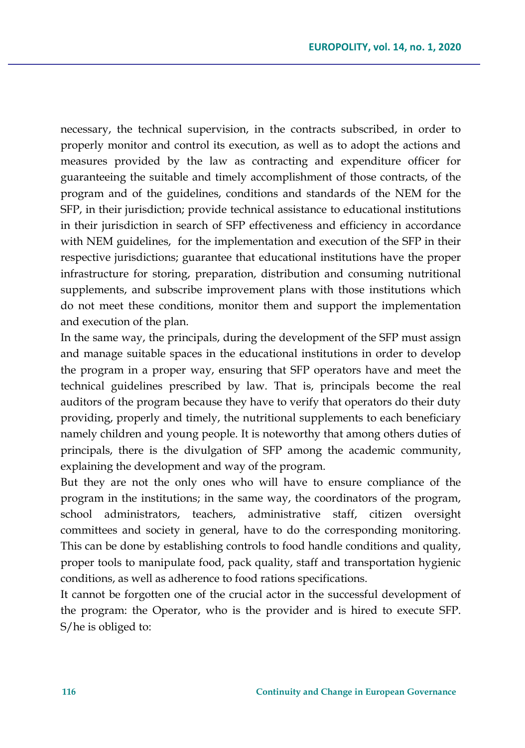necessary, the technical supervision, in the contracts subscribed, in order to properly monitor and control its execution, as well as to adopt the actions and measures provided by the law as contracting and expenditure officer for guaranteeing the suitable and timely accomplishment of those contracts, of the program and of the guidelines, conditions and standards of the NEM for the SFP, in their jurisdiction; provide technical assistance to educational institutions in their jurisdiction in search of SFP effectiveness and efficiency in accordance with NEM guidelines, for the implementation and execution of the SFP in their respective jurisdictions; guarantee that educational institutions have the proper infrastructure for storing, preparation, distribution and consuming nutritional supplements, and subscribe improvement plans with those institutions which do not meet these conditions, monitor them and support the implementation and execution of the plan.

In the same way, the principals, during the development of the SFP must assign and manage suitable spaces in the educational institutions in order to develop the program in a proper way, ensuring that SFP operators have and meet the technical guidelines prescribed by law. That is, principals become the real auditors of the program because they have to verify that operators do their duty providing, properly and timely, the nutritional supplements to each beneficiary namely children and young people. It is noteworthy that among others duties of principals, there is the divulgation of SFP among the academic community, explaining the development and way of the program.

But they are not the only ones who will have to ensure compliance of the program in the institutions; in the same way, the coordinators of the program, school administrators, teachers, administrative staff, citizen oversight committees and society in general, have to do the corresponding monitoring. This can be done by establishing controls to food handle conditions and quality, proper tools to manipulate food, pack quality, staff and transportation hygienic conditions, as well as adherence to food rations specifications.

It cannot be forgotten one of the crucial actor in the successful development of the program: the Operator, who is the provider and is hired to execute SFP. S/he is obliged to: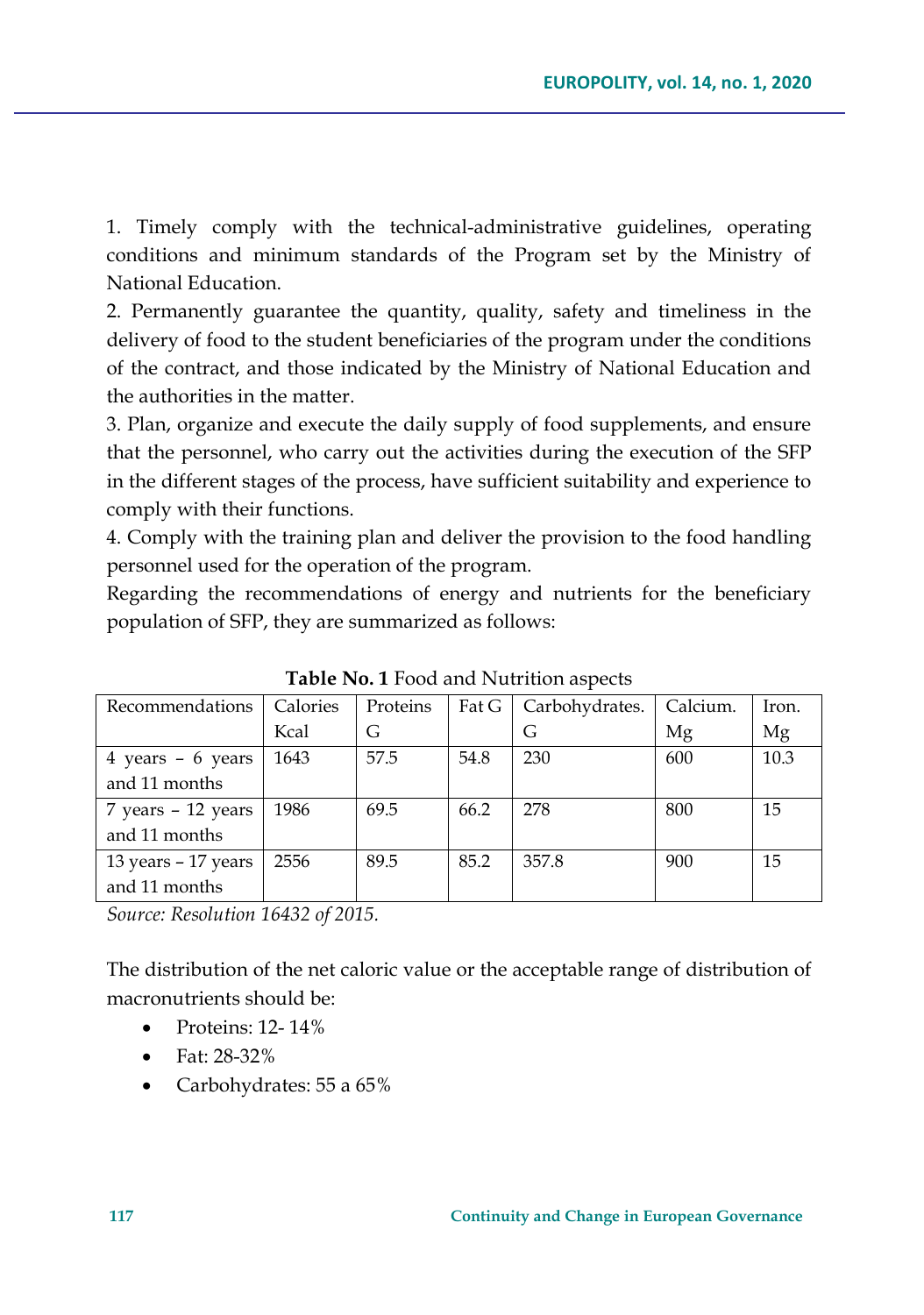1. Timely comply with the technical-administrative guidelines, operating conditions and minimum standards of the Program set by the Ministry of National Education.
2. Permanently guarantee the quantity, quality, safety and timeliness in the delivery of food to the student beneficiaries of the program under the conditions of the contract, and those indicated by the Ministry of National Education and the authorities in the matter.
3. Plan, organize and execute the daily supply of food supplements, and ensure that the personnel, who carry out the activities during the execution of the SFP in the different stages of the process, have sufficient suitability and experience to comply with their functions.
4. Comply with the training plan and deliver the provision to the food handling personnel used for the operation of the program.
Regarding the recommendations of energy and nutrients for the beneficiary population of SFP, they are summarized as follows:

**Table No. 1** Food and Nutrition aspects

| Recommendations | Calories Kcal | Proteins G | Fat G | Carbohydrates. G | Calcium. Mg | Iron. Mg |
|---|---|---|---|---|---|---|
| 4 years – 6 years and 11 months | 1643 | 57.5 | 54.8 | 230 | 600 | 10.3 |
| 7 years – 12 years and 11 months | 1986 | 69.5 | 66.2 | 278 | 800 | 15 |
| 13 years – 17 years and 11 months | 2556 | 89.5 | 85.2 | 357.8 | 900 | 15 |

*Source: Resolution 16432 of 2015.*

The distribution of the net caloric value or the acceptable range of distribution of macronutrients should be:

- Proteins: 12- 14%
- Fat: 28-32%
- Carbohydrates: 55 a 65%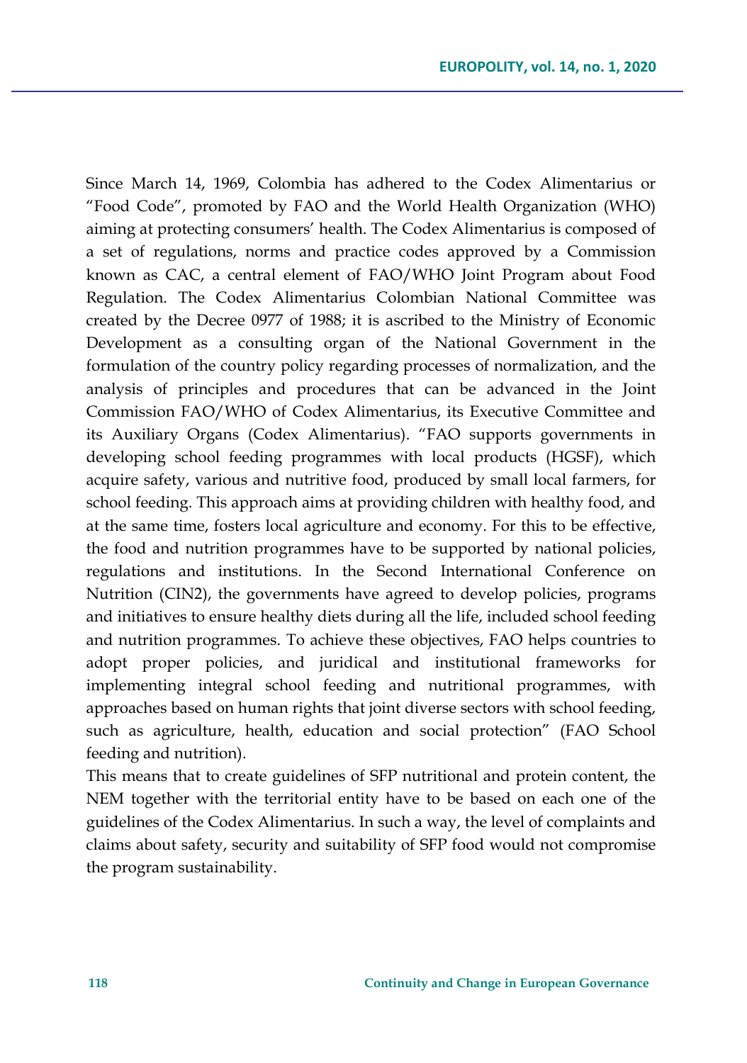Since March 14, 1969, Colombia has adhered to the Codex Alimentarius or "Food Code", promoted by FAO and the World Health Organization (WHO) aiming at protecting consumers' health. The Codex Alimentarius is composed of a set of regulations, norms and practice codes approved by a Commission known as CAC, a central element of FAO/WHO Joint Program about Food Regulation. The Codex Alimentarius Colombian National Committee was created by the Decree 0977 of 1988; it is ascribed to the Ministry of Economic Development as a consulting organ of the National Government in the formulation of the country policy regarding processes of normalization, and the analysis of principles and procedures that can be advanced in the Joint Commission FAO/WHO of Codex Alimentarius, its Executive Committee and its Auxiliary Organs (Codex Alimentarius). "FAO supports governments in developing school feeding programmes with local products (HGSF), which acquire safety, various and nutritive food, produced by small local farmers, for school feeding. This approach aims at providing children with healthy food, and at the same time, fosters local agriculture and economy. For this to be effective, the food and nutrition programmes have to be supported by national policies, regulations and institutions. In the Second International Conference on Nutrition (CIN2), the governments have agreed to develop policies, programs and initiatives to ensure healthy diets during all the life, included school feeding and nutrition programmes. To achieve these objectives, FAO helps countries to adopt proper policies, and juridical and institutional frameworks for implementing integral school feeding and nutritional programmes, with approaches based on human rights that joint diverse sectors with school feeding, such as agriculture, health, education and social protection" (FAO School feeding and nutrition).

This means that to create guidelines of SFP nutritional and protein content, the NEM together with the territorial entity have to be based on each one of the guidelines of the Codex Alimentarius. In such a way, the level of complaints and claims about safety, security and suitability of SFP food would not compromise the program sustainability.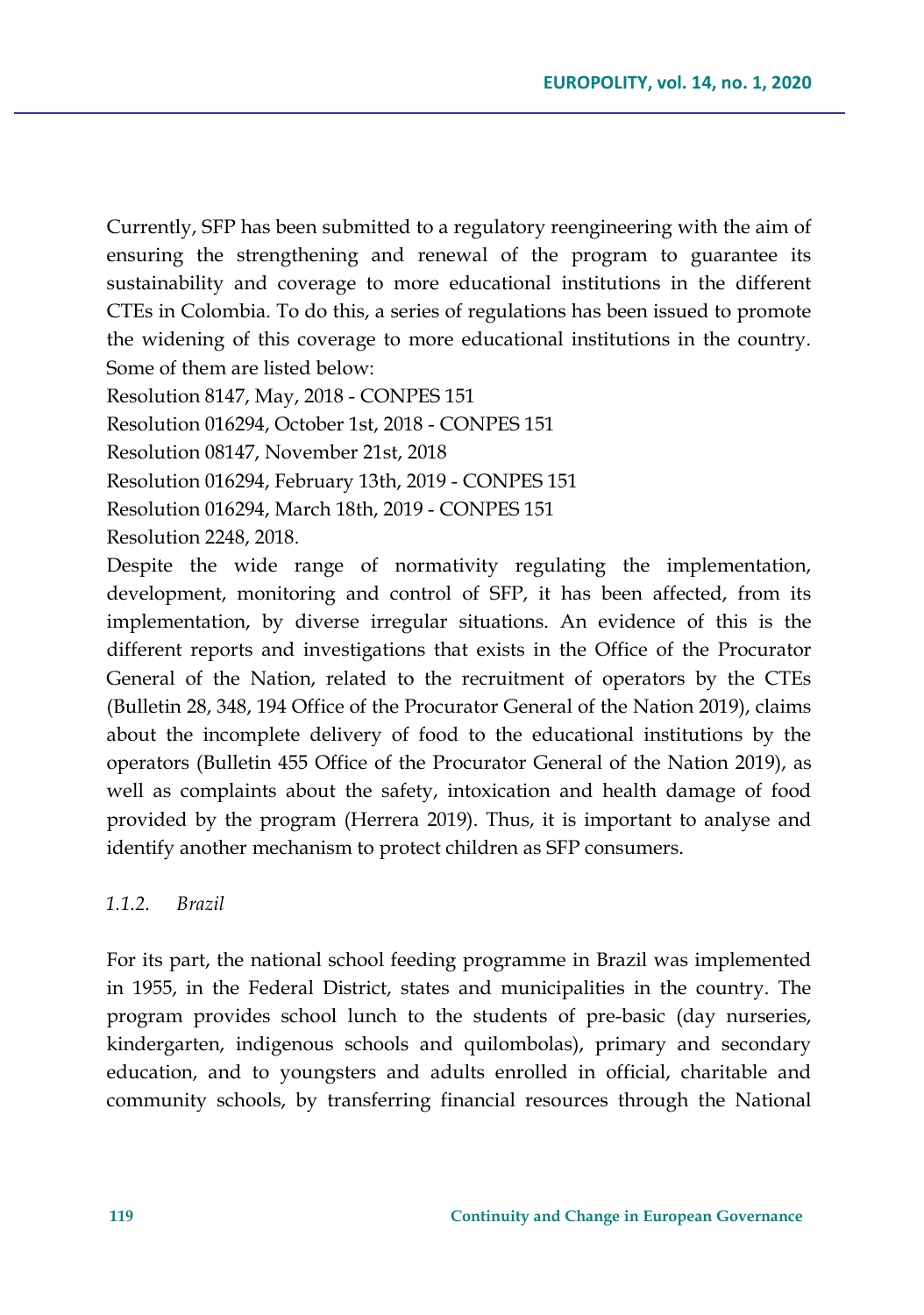Currently, SFP has been submitted to a regulatory reengineering with the aim of ensuring the strengthening and renewal of the program to guarantee its sustainability and coverage to more educational institutions in the different CTEs in Colombia. To do this, a series of regulations has been issued to promote the widening of this coverage to more educational institutions in the country. Some of them are listed below:

Resolution 8147, May, 2018 - CONPES 151

Resolution 016294, October 1st, 2018 - CONPES 151

Resolution 08147, November 21st, 2018

Resolution 016294, February 13th, 2019 - CONPES 151

Resolution 016294, March 18th, 2019 - CONPES 151

Resolution 2248, 2018.

Despite the wide range of normativity regulating the implementation, development, monitoring and control of SFP, it has been affected, from its implementation, by diverse irregular situations. An evidence of this is the different reports and investigations that exists in the Office of the Procurator General of the Nation, related to the recruitment of operators by the CTEs (Bulletin 28, 348, 194 Office of the Procurator General of the Nation 2019), claims about the incomplete delivery of food to the educational institutions by the operators (Bulletin 455 Office of the Procurator General of the Nation 2019), as well as complaints about the safety, intoxication and health damage of food provided by the program (Herrera 2019). Thus, it is important to analyse and identify another mechanism to protect children as SFP consumers.

#### *1.1.2. Brazil*

For its part, the national school feeding programme in Brazil was implemented in 1955, in the Federal District, states and municipalities in the country. The program provides school lunch to the students of pre-basic (day nurseries, kindergarten, indigenous schools and quilombolas), primary and secondary education, and to youngsters and adults enrolled in official, charitable and community schools, by transferring financial resources through the National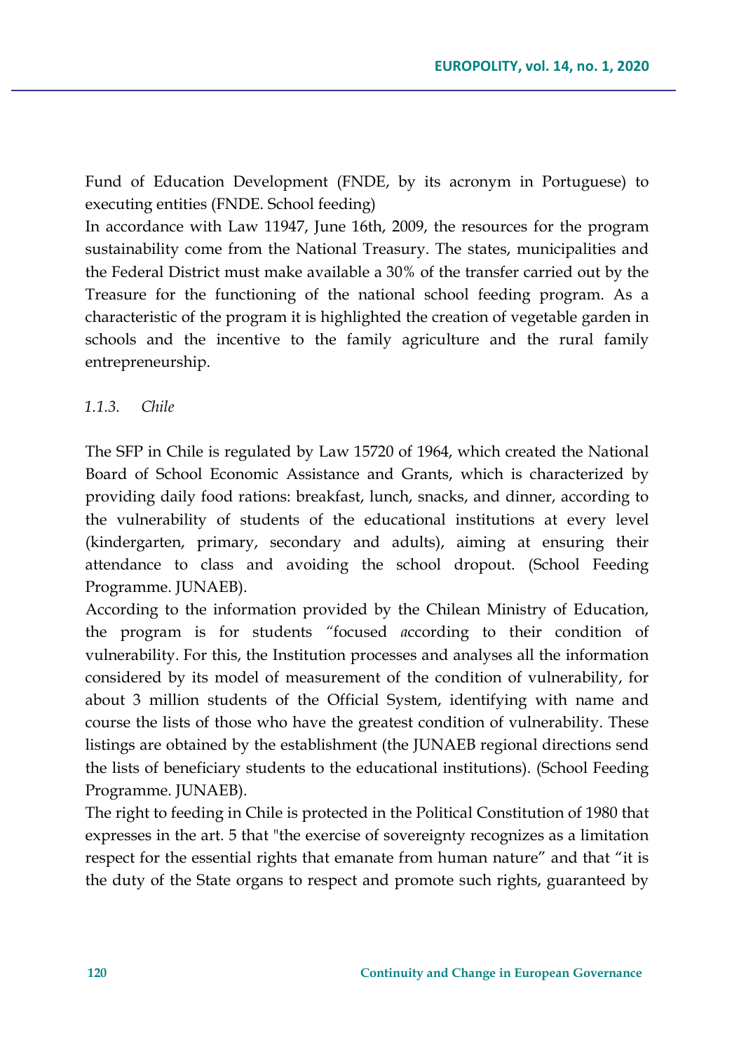Fund of Education Development (FNDE, by its acronym in Portuguese) to executing entities (FNDE. School feeding)

In accordance with Law 11947, June 16th, 2009, the resources for the program sustainability come from the National Treasury. The states, municipalities and the Federal District must make available a 30% of the transfer carried out by the Treasure for the functioning of the national school feeding program. As a characteristic of the program it is highlighted the creation of vegetable garden in schools and the incentive to the family agriculture and the rural family entrepreneurship.

### *1.1.3. Chile*

The SFP in Chile is regulated by Law 15720 of 1964, which created the National Board of School Economic Assistance and Grants, which is characterized by providing daily food rations: breakfast, lunch, snacks, and dinner, according to the vulnerability of students of the educational institutions at every level (kindergarten, primary, secondary and adults), aiming at ensuring their attendance to class and avoiding the school dropout. (School Feeding Programme. JUNAEB).

According to the information provided by the Chilean Ministry of Education, the program is for students "focused *a*ccording to their condition of vulnerability. For this, the Institution processes and analyses all the information considered by its model of measurement of the condition of vulnerability, for about 3 million students of the Official System, identifying with name and course the lists of those who have the greatest condition of vulnerability. These listings are obtained by the establishment (the JUNAEB regional directions send the lists of beneficiary students to the educational institutions). (School Feeding Programme. JUNAEB).

The right to feeding in Chile is protected in the Political Constitution of 1980 that expresses in the art. 5 that "the exercise of sovereignty recognizes as a limitation respect for the essential rights that emanate from human nature" and that "it is the duty of the State organs to respect and promote such rights, guaranteed by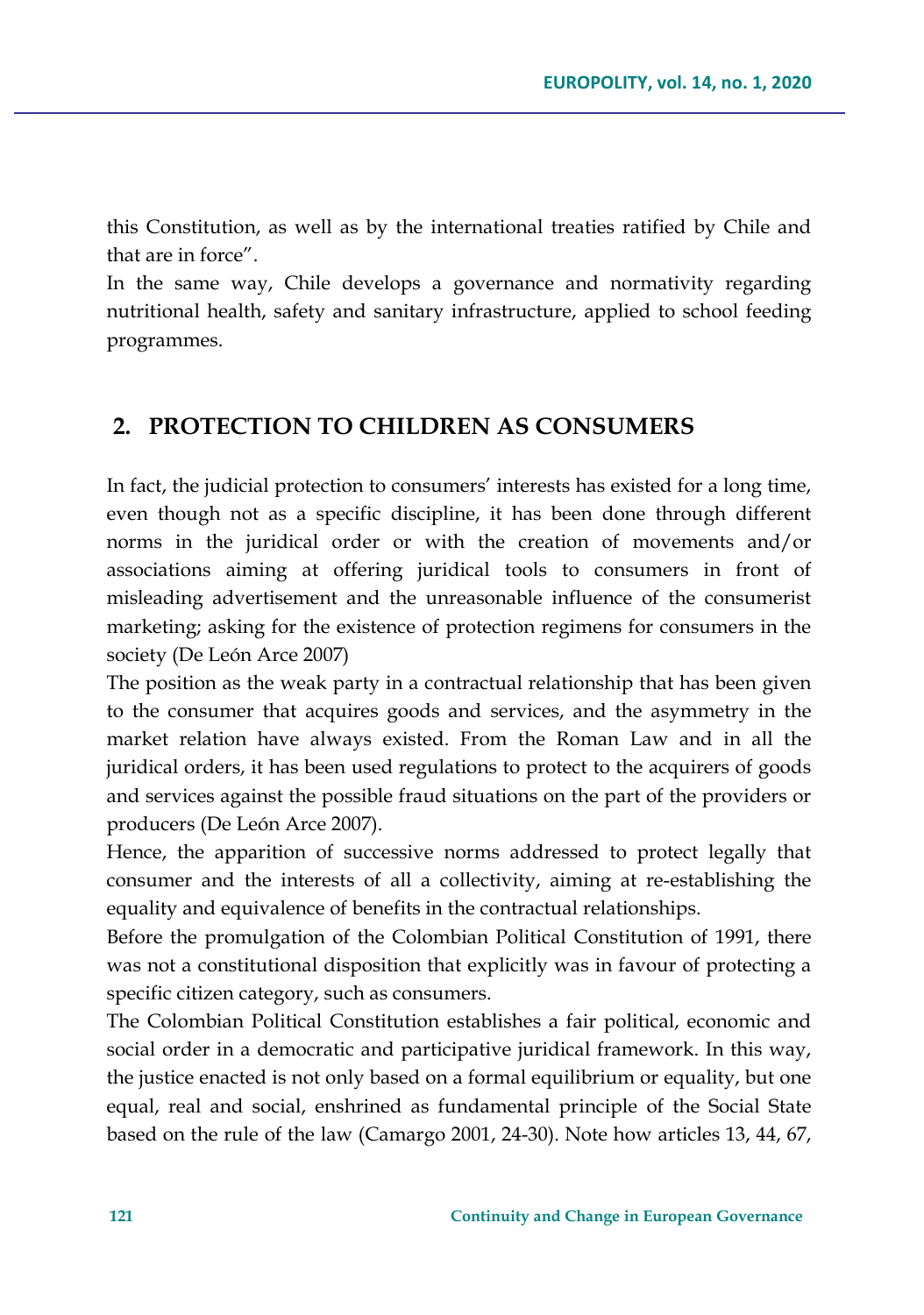this Constitution, as well as by the international treaties ratified by Chile and that are in force".

In the same way, Chile develops a governance and normativity regarding nutritional health, safety and sanitary infrastructure, applied to school feeding programmes.

## 2. PROTECTION TO CHILDREN AS CONSUMERS

In fact, the judicial protection to consumers' interests has existed for a long time, even though not as a specific discipline, it has been done through different norms in the juridical order or with the creation of movements and/or associations aiming at offering juridical tools to consumers in front of misleading advertisement and the unreasonable influence of the consumerist marketing; asking for the existence of protection regimens for consumers in the society (De León Arce 2007)

The position as the weak party in a contractual relationship that has been given to the consumer that acquires goods and services, and the asymmetry in the market relation have always existed. From the Roman Law and in all the juridical orders, it has been used regulations to protect to the acquirers of goods and services against the possible fraud situations on the part of the providers or producers (De León Arce 2007).

Hence, the apparition of successive norms addressed to protect legally that consumer and the interests of all a collectivity, aiming at re-establishing the equality and equivalence of benefits in the contractual relationships.

Before the promulgation of the Colombian Political Constitution of 1991, there was not a constitutional disposition that explicitly was in favour of protecting a specific citizen category, such as consumers.

The Colombian Political Constitution establishes a fair political, economic and social order in a democratic and participative juridical framework. In this way, the justice enacted is not only based on a formal equilibrium or equality, but one equal, real and social, enshrined as fundamental principle of the Social State based on the rule of the law (Camargo 2001, 24-30). Note how articles 13, 44, 67,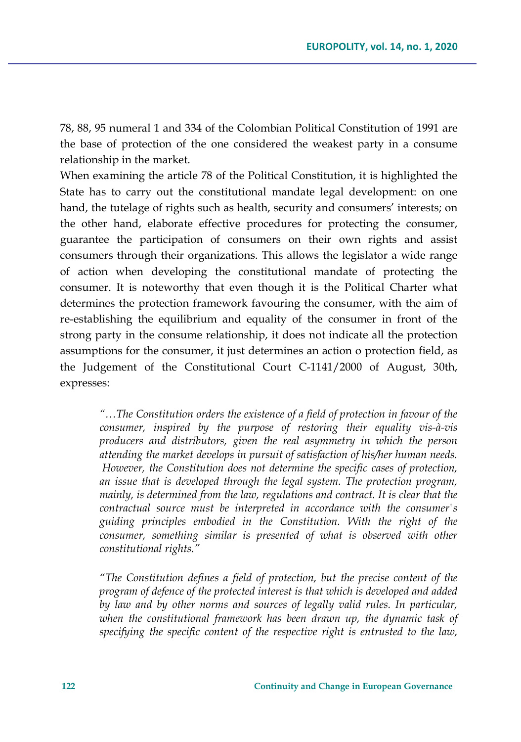78, 88, 95 numeral 1 and 334 of the Colombian Political Constitution of 1991 are the base of protection of the one considered the weakest party in a consume relationship in the market.

When examining the article 78 of the Political Constitution, it is highlighted the State has to carry out the constitutional mandate legal development: on one hand, the tutelage of rights such as health, security and consumers' interests; on the other hand, elaborate effective procedures for protecting the consumer, guarantee the participation of consumers on their own rights and assist consumers through their organizations. This allows the legislator a wide range of action when developing the constitutional mandate of protecting the consumer. It is noteworthy that even though it is the Political Charter what determines the protection framework favouring the consumer, with the aim of re-establishing the equilibrium and equality of the consumer in front of the strong party in the consume relationship, it does not indicate all the protection assumptions for the consumer, it just determines an action o protection field, as the Judgement of the Constitutional Court C-1141/2000 of August, 30th, expresses:

> *"…The Constitution orders the existence of a field of protection in favour of the consumer, inspired by the purpose of restoring their equality vis-à-vis producers and distributors, given the real asymmetry in which the person attending the market develops in pursuit of satisfaction of his/her human needs. However, the Constitution does not determine the specific cases of protection, an issue that is developed through the legal system. The protection program, mainly, is determined from the law, regulations and contract. It is clear that the contractual source must be interpreted in accordance with the consumer's guiding principles embodied in the Constitution. With the right of the consumer, something similar is presented of what is observed with other constitutional rights."*

> *"The Constitution defines a field of protection, but the precise content of the program of defence of the protected interest is that which is developed and added by law and by other norms and sources of legally valid rules. In particular, when the constitutional framework has been drawn up, the dynamic task of specifying the specific content of the respective right is entrusted to the law,*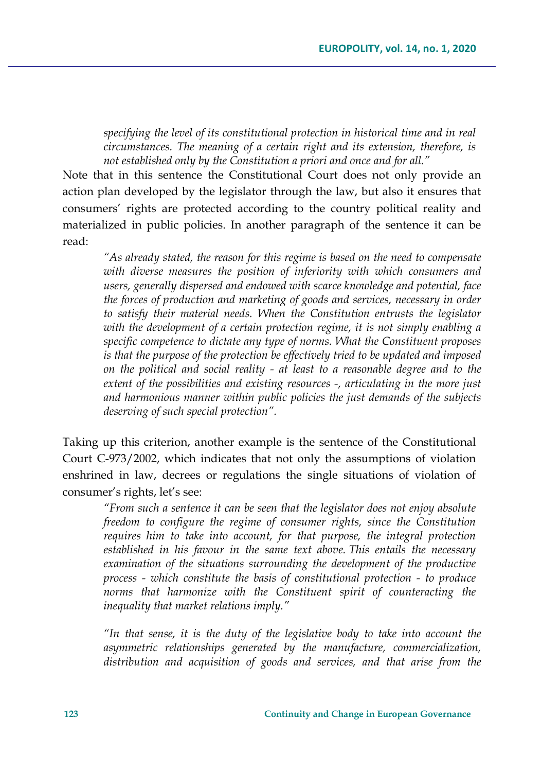> *specifying the level of its constitutional protection in historical time and in real circumstances. The meaning of a certain right and its extension, therefore, is not established only by the Constitution a priori and once and for all."*

Note that in this sentence the Constitutional Court does not only provide an action plan developed by the legislator through the law, but also it ensures that consumers' rights are protected according to the country political reality and materialized in public policies. In another paragraph of the sentence it can be read:

> *"As already stated, the reason for this regime is based on the need to compensate with diverse measures the position of inferiority with which consumers and users, generally dispersed and endowed with scarce knowledge and potential, face the forces of production and marketing of goods and services, necessary in order to satisfy their material needs. When the Constitution entrusts the legislator with the development of a certain protection regime, it is not simply enabling a specific competence to dictate any type of norms. What the Constituent proposes is that the purpose of the protection be effectively tried to be updated and imposed on the political and social reality - at least to a reasonable degree and to the extent of the possibilities and existing resources -, articulating in the more just and harmonious manner within public policies the just demands of the subjects deserving of such special protection".*

Taking up this criterion, another example is the sentence of the Constitutional Court C-973/2002, which indicates that not only the assumptions of violation enshrined in law, decrees or regulations the single situations of violation of consumer's rights, let's see:

> *"From such a sentence it can be seen that the legislator does not enjoy absolute freedom to configure the regime of consumer rights, since the Constitution requires him to take into account, for that purpose, the integral protection established in his favour in the same text above. This entails the necessary examination of the situations surrounding the development of the productive process - which constitute the basis of constitutional protection - to produce norms that harmonize with the Constituent spirit of counteracting the inequality that market relations imply."*

> *"In that sense, it is the duty of the legislative body to take into account the asymmetric relationships generated by the manufacture, commercialization, distribution and acquisition of goods and services, and that arise from the*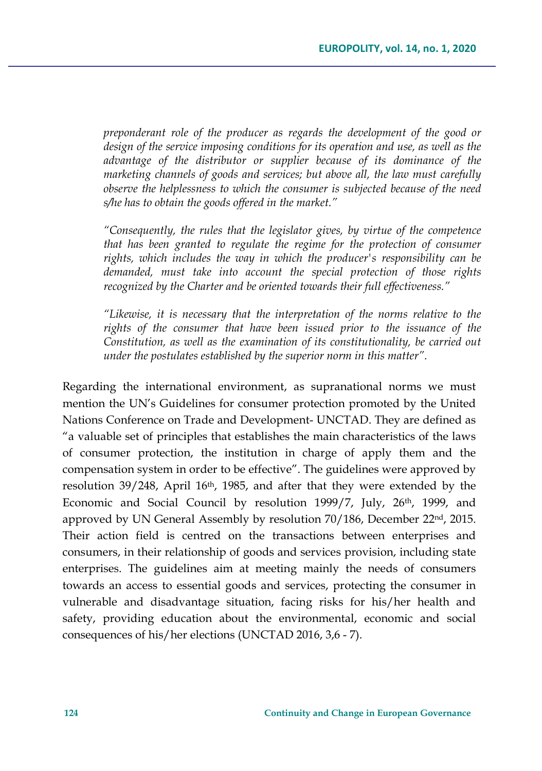*preponderant role of the producer as regards the development of the good or design of the service imposing conditions for its operation and use, as well as the advantage of the distributor or supplier because of its dominance of the marketing channels of goods and services; but above all, the law must carefully observe the helplessness to which the consumer is subjected because of the need s/he has to obtain the goods offered in the market."*

*"Consequently, the rules that the legislator gives, by virtue of the competence that has been granted to regulate the regime for the protection of consumer rights, which includes the way in which the producer's responsibility can be demanded, must take into account the special protection of those rights recognized by the Charter and be oriented towards their full effectiveness."*

*"Likewise, it is necessary that the interpretation of the norms relative to the rights of the consumer that have been issued prior to the issuance of the Constitution, as well as the examination of its constitutionality, be carried out under the postulates established by the superior norm in this matter".*

Regarding the international environment, as supranational norms we must mention the UN's Guidelines for consumer protection promoted by the United Nations Conference on Trade and Development- UNCTAD. They are defined as "a valuable set of principles that establishes the main characteristics of the laws of consumer protection, the institution in charge of apply them and the compensation system in order to be effective". The guidelines were approved by resolution 39/248, April 16th, 1985, and after that they were extended by the Economic and Social Council by resolution 1999/7, July, 26th, 1999, and approved by UN General Assembly by resolution 70/186, December 22nd, 2015. Their action field is centred on the transactions between enterprises and consumers, in their relationship of goods and services provision, including state enterprises. The guidelines aim at meeting mainly the needs of consumers towards an access to essential goods and services, protecting the consumer in vulnerable and disadvantage situation, facing risks for his/her health and safety, providing education about the environmental, economic and social consequences of his/her elections (UNCTAD 2016, 3,6 - 7).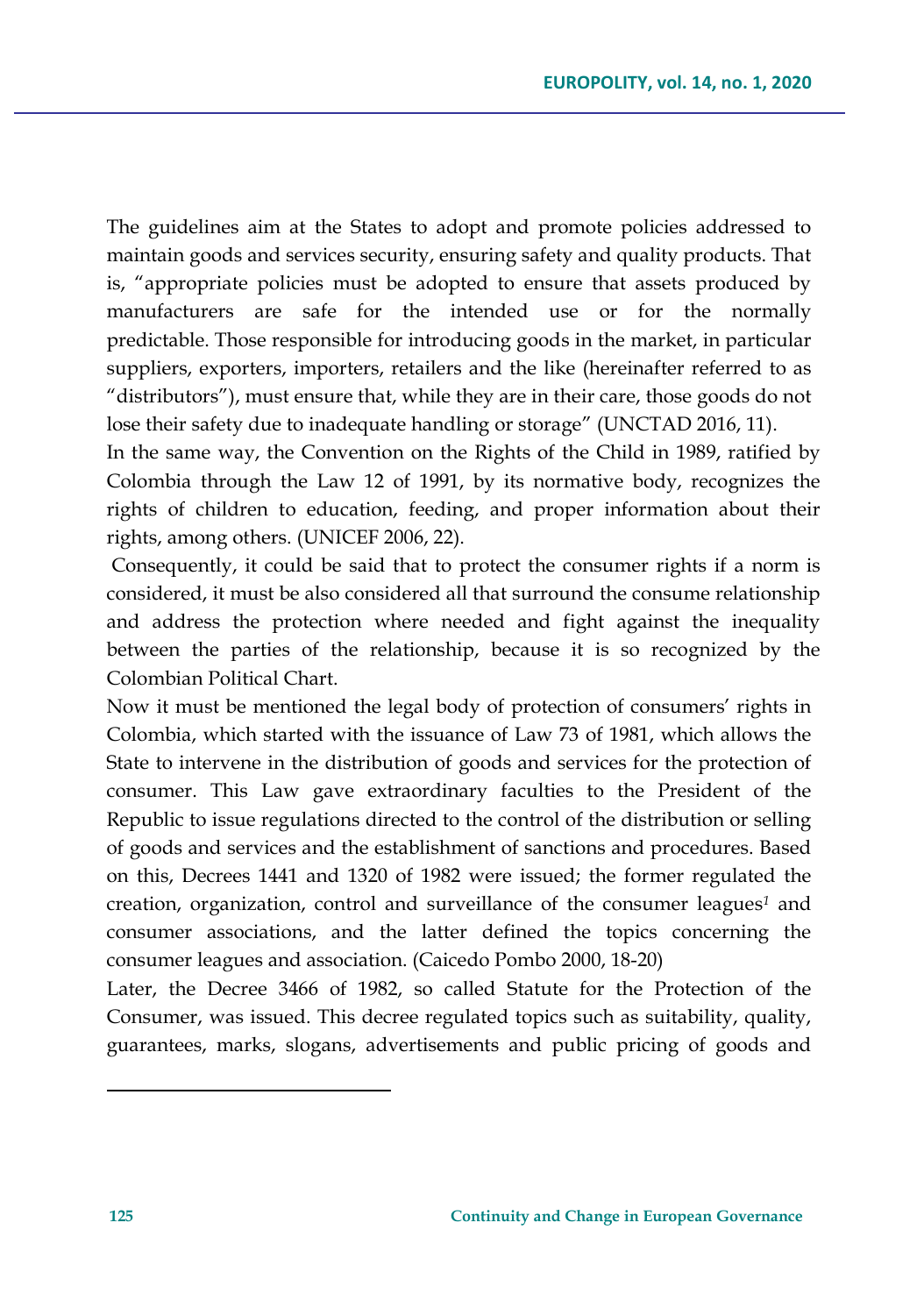The guidelines aim at the States to adopt and promote policies addressed to maintain goods and services security, ensuring safety and quality products. That is, "appropriate policies must be adopted to ensure that assets produced by manufacturers are safe for the intended use or for the normally predictable. Those responsible for introducing goods in the market, in particular suppliers, exporters, importers, retailers and the like (hereinafter referred to as "distributors"), must ensure that, while they are in their care, those goods do not lose their safety due to inadequate handling or storage" (UNCTAD 2016, 11).

In the same way, the Convention on the Rights of the Child in 1989, ratified by Colombia through the Law 12 of 1991, by its normative body, recognizes the rights of children to education, feeding, and proper information about their rights, among others. (UNICEF 2006, 22).

Consequently, it could be said that to protect the consumer rights if a norm is considered, it must be also considered all that surround the consume relationship and address the protection where needed and fight against the inequality between the parties of the relationship, because it is so recognized by the Colombian Political Chart.

Now it must be mentioned the legal body of protection of consumers' rights in Colombia, which started with the issuance of Law 73 of 1981, which allows the State to intervene in the distribution of goods and services for the protection of consumer. This Law gave extraordinary faculties to the President of the Republic to issue regulations directed to the control of the distribution or selling of goods and services and the establishment of sanctions and procedures. Based on this, Decrees 1441 and 1320 of 1982 were issued; the former regulated the creation, organization, control and surveillance of the consumer leagues[1] and consumer associations, and the latter defined the topics concerning the consumer leagues and association. (Caicedo Pombo 2000, 18-20)

Later, the Decree 3466 of 1982, so called Statute for the Protection of the Consumer, was issued. This decree regulated topics such as suitability, quality, guarantees, marks, slogans, advertisements and public pricing of goods and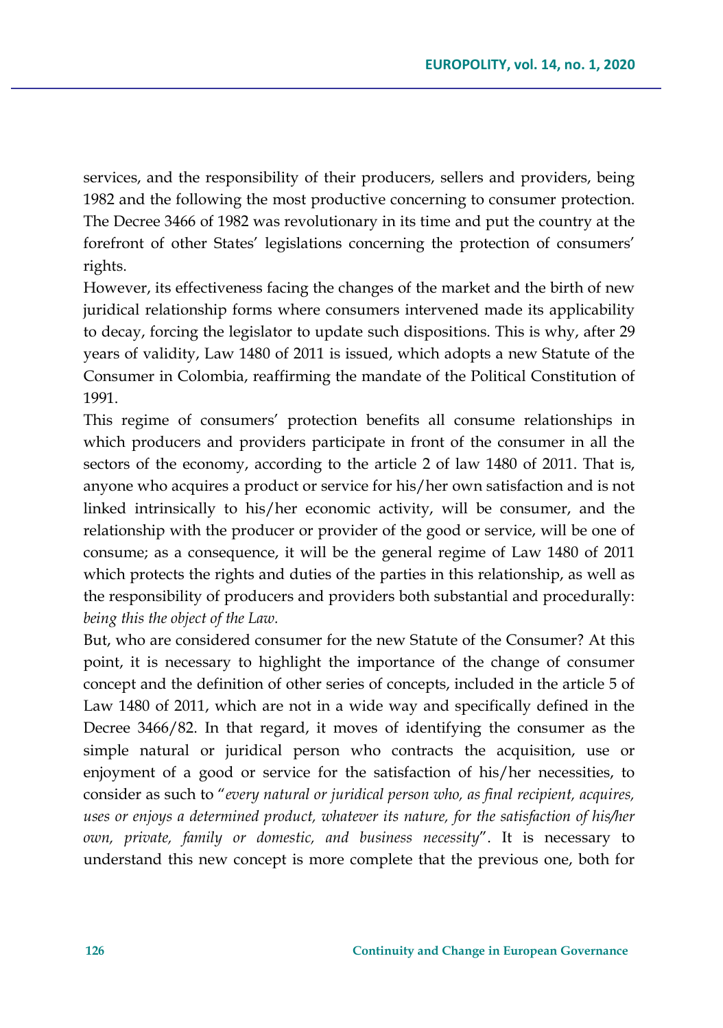services, and the responsibility of their producers, sellers and providers, being 1982 and the following the most productive concerning to consumer protection. The Decree 3466 of 1982 was revolutionary in its time and put the country at the forefront of other States' legislations concerning the protection of consumers' rights.

However, its effectiveness facing the changes of the market and the birth of new juridical relationship forms where consumers intervened made its applicability to decay, forcing the legislator to update such dispositions. This is why, after 29 years of validity, Law 1480 of 2011 is issued, which adopts a new Statute of the Consumer in Colombia, reaffirming the mandate of the Political Constitution of 1991.

This regime of consumers' protection benefits all consume relationships in which producers and providers participate in front of the consumer in all the sectors of the economy, according to the article 2 of law 1480 of 2011. That is, anyone who acquires a product or service for his/her own satisfaction and is not linked intrinsically to his/her economic activity, will be consumer, and the relationship with the producer or provider of the good or service, will be one of consume; as a consequence, it will be the general regime of Law 1480 of 2011 which protects the rights and duties of the parties in this relationship, as well as the responsibility of producers and providers both substantial and procedurally: *being this the object of the Law.*

But, who are considered consumer for the new Statute of the Consumer? At this point, it is necessary to highlight the importance of the change of consumer concept and the definition of other series of concepts, included in the article 5 of Law 1480 of 2011, which are not in a wide way and specifically defined in the Decree 3466/82. In that regard, it moves of identifying the consumer as the simple natural or juridical person who contracts the acquisition, use or enjoyment of a good or service for the satisfaction of his/her necessities, to consider as such to "*every natural or juridical person who, as final recipient, acquires, uses or enjoys a determined product, whatever its nature, for the satisfaction of his/her own, private, family or domestic, and business necessity*". It is necessary to understand this new concept is more complete that the previous one, both for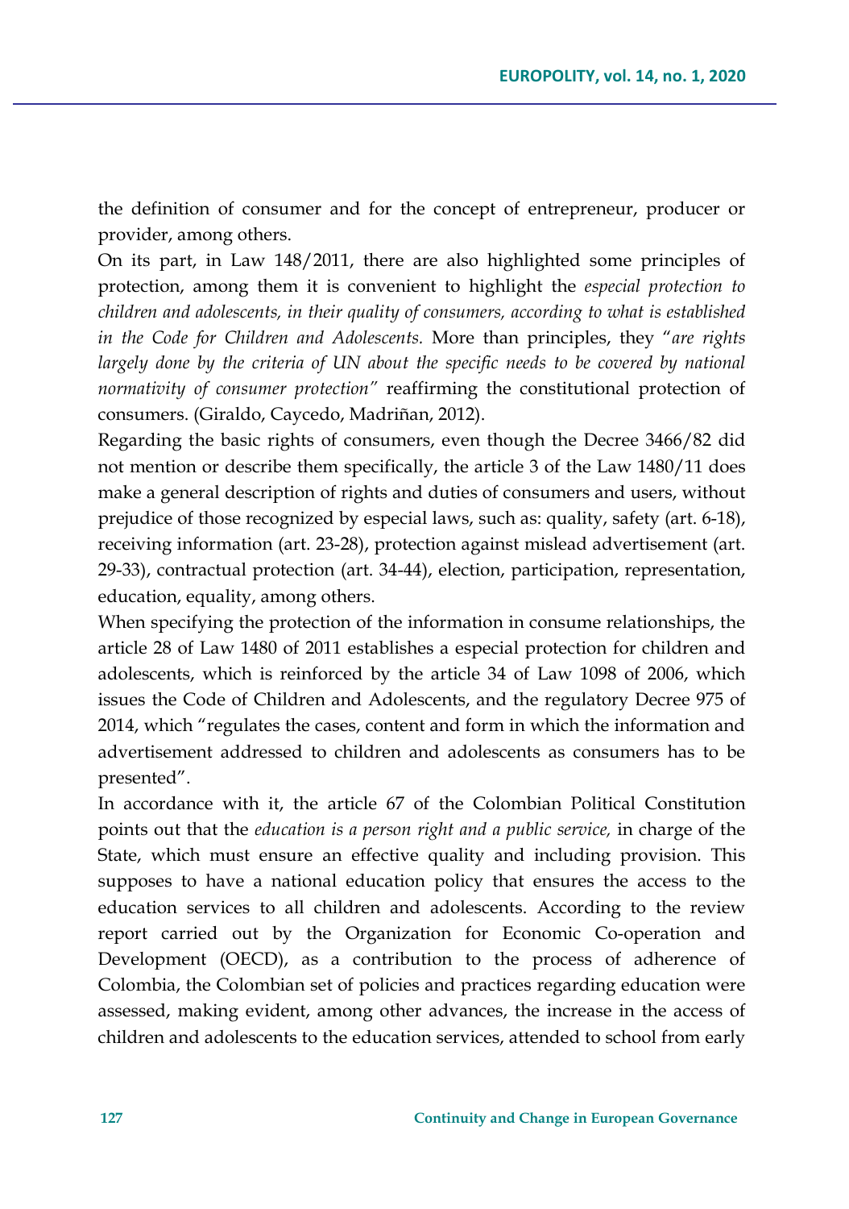the definition of consumer and for the concept of entrepreneur, producer or provider, among others.

On its part, in Law 148/2011, there are also highlighted some principles of protection, among them it is convenient to highlight the *especial protection to children and adolescents, in their quality of consumers, according to what is established in the Code for Children and Adolescents.* More than principles, they "*are rights largely done by the criteria of UN about the specific needs to be covered by national normativity of consumer protection"* reaffirming the constitutional protection of consumers. (Giraldo, Caycedo, Madriñan, 2012).

Regarding the basic rights of consumers, even though the Decree 3466/82 did not mention or describe them specifically, the article 3 of the Law 1480/11 does make a general description of rights and duties of consumers and users, without prejudice of those recognized by especial laws, such as: quality, safety (art. 6-18), receiving information (art. 23-28), protection against mislead advertisement (art. 29-33), contractual protection (art. 34-44), election, participation, representation, education, equality, among others.

When specifying the protection of the information in consume relationships, the article 28 of Law 1480 of 2011 establishes a especial protection for children and adolescents, which is reinforced by the article 34 of Law 1098 of 2006, which issues the Code of Children and Adolescents, and the regulatory Decree 975 of 2014, which "regulates the cases, content and form in which the information and advertisement addressed to children and adolescents as consumers has to be presented".

In accordance with it, the article 67 of the Colombian Political Constitution points out that the *education is a person right and a public service,* in charge of the State, which must ensure an effective quality and including provision. This supposes to have a national education policy that ensures the access to the education services to all children and adolescents. According to the review report carried out by the Organization for Economic Co-operation and Development (OECD), as a contribution to the process of adherence of Colombia, the Colombian set of policies and practices regarding education were assessed, making evident, among other advances, the increase in the access of children and adolescents to the education services, attended to school from early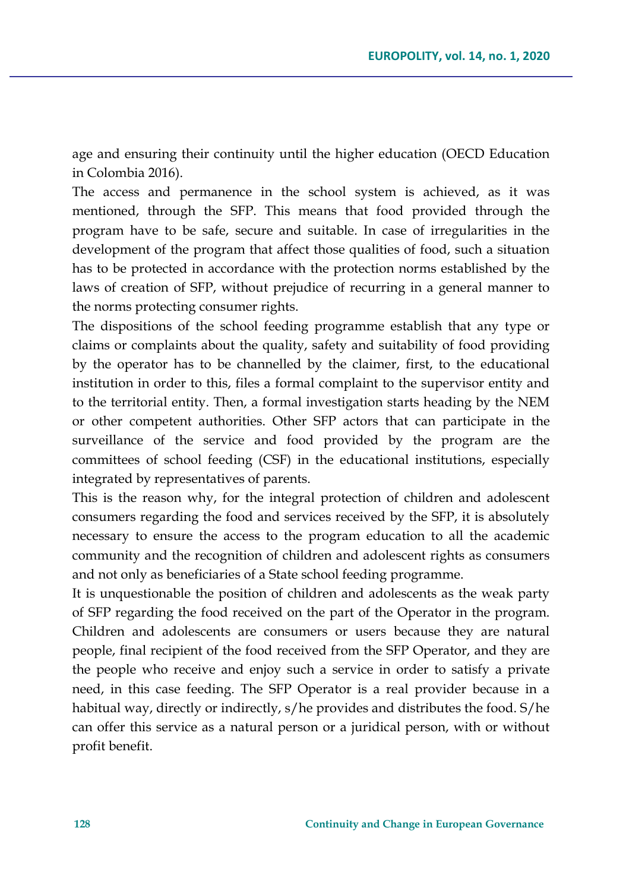age and ensuring their continuity until the higher education (OECD Education in Colombia 2016).

The access and permanence in the school system is achieved, as it was mentioned, through the SFP. This means that food provided through the program have to be safe, secure and suitable. In case of irregularities in the development of the program that affect those qualities of food, such a situation has to be protected in accordance with the protection norms established by the laws of creation of SFP, without prejudice of recurring in a general manner to the norms protecting consumer rights.

The dispositions of the school feeding programme establish that any type or claims or complaints about the quality, safety and suitability of food providing by the operator has to be channelled by the claimer, first, to the educational institution in order to this, files a formal complaint to the supervisor entity and to the territorial entity. Then, a formal investigation starts heading by the NEM or other competent authorities. Other SFP actors that can participate in the surveillance of the service and food provided by the program are the committees of school feeding (CSF) in the educational institutions, especially integrated by representatives of parents.

This is the reason why, for the integral protection of children and adolescent consumers regarding the food and services received by the SFP, it is absolutely necessary to ensure the access to the program education to all the academic community and the recognition of children and adolescent rights as consumers and not only as beneficiaries of a State school feeding programme.

It is unquestionable the position of children and adolescents as the weak party of SFP regarding the food received on the part of the Operator in the program. Children and adolescents are consumers or users because they are natural people, final recipient of the food received from the SFP Operator, and they are the people who receive and enjoy such a service in order to satisfy a private need, in this case feeding. The SFP Operator is a real provider because in a habitual way, directly or indirectly, s/he provides and distributes the food. S/he can offer this service as a natural person or a juridical person, with or without profit benefit.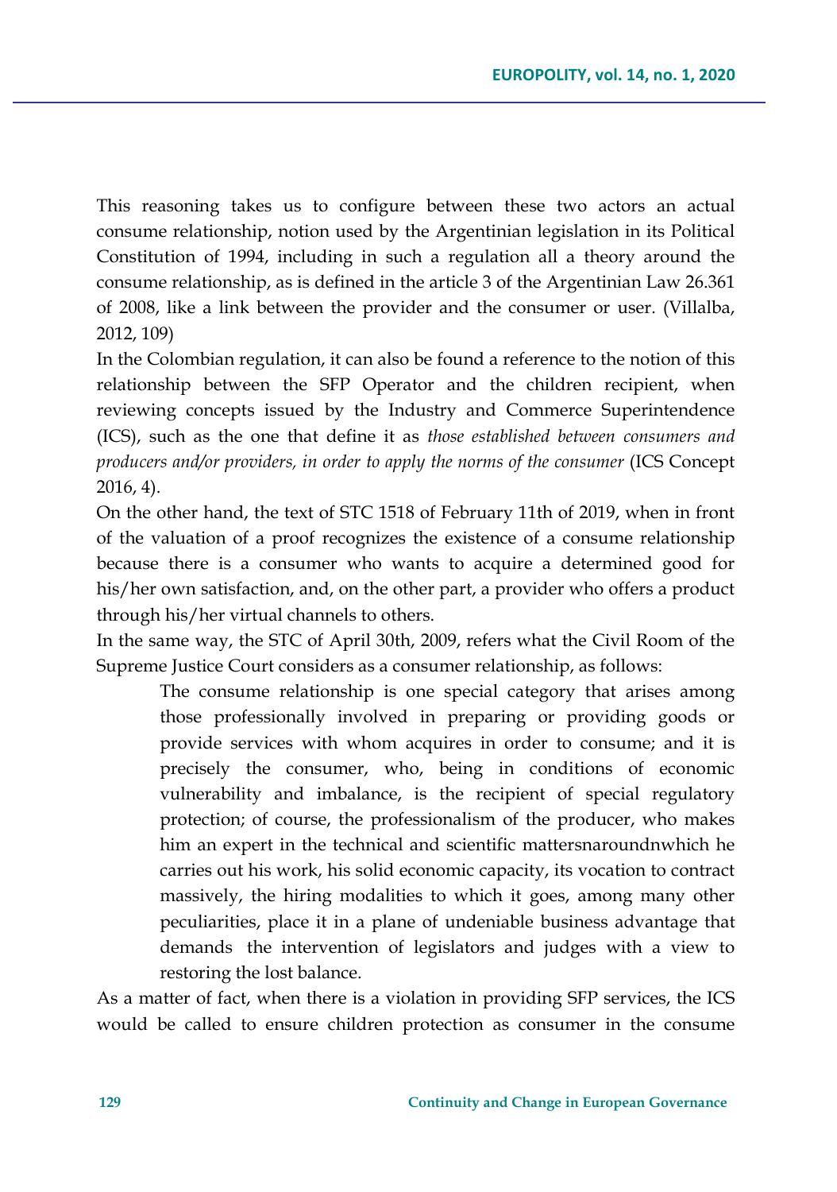This reasoning takes us to configure between these two actors an actual consume relationship, notion used by the Argentinian legislation in its Political Constitution of 1994, including in such a regulation all a theory around the consume relationship, as is defined in the article 3 of the Argentinian Law 26.361 of 2008, like a link between the provider and the consumer or user. (Villalba, 2012, 109)

In the Colombian regulation, it can also be found a reference to the notion of this relationship between the SFP Operator and the children recipient, when reviewing concepts issued by the Industry and Commerce Superintendence (ICS), such as the one that define it as *those established between consumers and producers and/or providers, in order to apply the norms of the consumer* (ICS Concept 2016, 4).

On the other hand, the text of STC 1518 of February 11th of 2019, when in front of the valuation of a proof recognizes the existence of a consume relationship because there is a consumer who wants to acquire a determined good for his/her own satisfaction, and, on the other part, a provider who offers a product through his/her virtual channels to others.

In the same way, the STC of April 30th, 2009, refers what the Civil Room of the Supreme Justice Court considers as a consumer relationship, as follows:

> The consume relationship is one special category that arises among those professionally involved in preparing or providing goods or provide services with whom acquires in order to consume; and it is precisely the consumer, who, being in conditions of economic vulnerability and imbalance, is the recipient of special regulatory protection; of course, the professionalism of the producer, who makes him an expert in the technical and scientific mattersnaroundnwhich he carries out his work, his solid economic capacity, its vocation to contract massively, the hiring modalities to which it goes, among many other peculiarities, place it in a plane of undeniable business advantage that demands the intervention of legislators and judges with a view to restoring the lost balance.

As a matter of fact, when there is a violation in providing SFP services, the ICS would be called to ensure children protection as consumer in the consume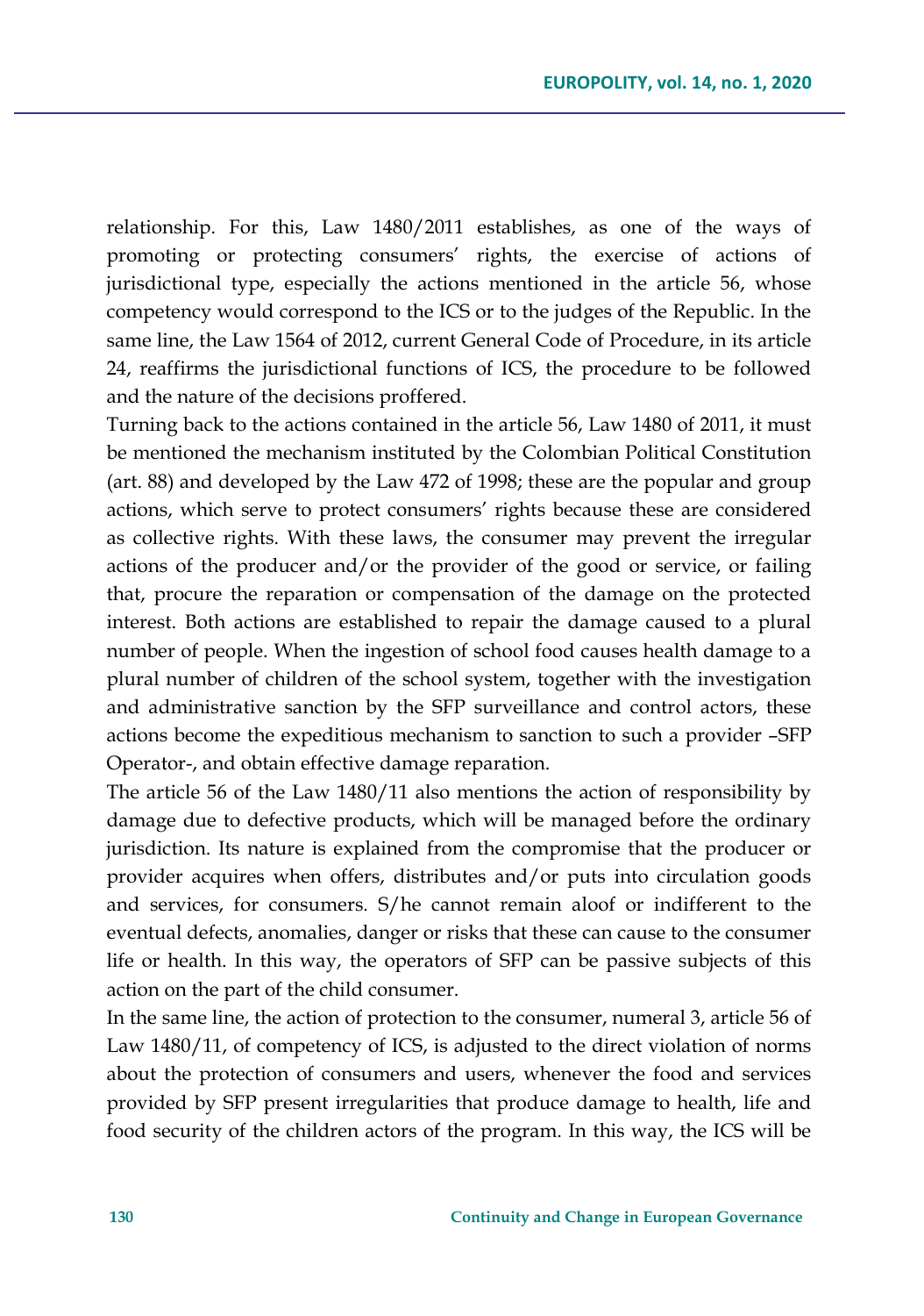relationship. For this, Law 1480/2011 establishes, as one of the ways of promoting or protecting consumers' rights, the exercise of actions of jurisdictional type, especially the actions mentioned in the article 56, whose competency would correspond to the ICS or to the judges of the Republic. In the same line, the Law 1564 of 2012, current General Code of Procedure, in its article 24, reaffirms the jurisdictional functions of ICS, the procedure to be followed and the nature of the decisions proffered.

Turning back to the actions contained in the article 56, Law 1480 of 2011, it must be mentioned the mechanism instituted by the Colombian Political Constitution (art. 88) and developed by the Law 472 of 1998; these are the popular and group actions, which serve to protect consumers' rights because these are considered as collective rights. With these laws, the consumer may prevent the irregular actions of the producer and/or the provider of the good or service, or failing that, procure the reparation or compensation of the damage on the protected interest. Both actions are established to repair the damage caused to a plural number of people. When the ingestion of school food causes health damage to a plural number of children of the school system, together with the investigation and administrative sanction by the SFP surveillance and control actors, these actions become the expeditious mechanism to sanction to such a provider –SFP Operator-, and obtain effective damage reparation.

The article 56 of the Law 1480/11 also mentions the action of responsibility by damage due to defective products, which will be managed before the ordinary jurisdiction. Its nature is explained from the compromise that the producer or provider acquires when offers, distributes and/or puts into circulation goods and services, for consumers. S/he cannot remain aloof or indifferent to the eventual defects, anomalies, danger or risks that these can cause to the consumer life or health. In this way, the operators of SFP can be passive subjects of this action on the part of the child consumer.

In the same line, the action of protection to the consumer, numeral 3, article 56 of Law 1480/11, of competency of ICS, is adjusted to the direct violation of norms about the protection of consumers and users, whenever the food and services provided by SFP present irregularities that produce damage to health, life and food security of the children actors of the program. In this way, the ICS will be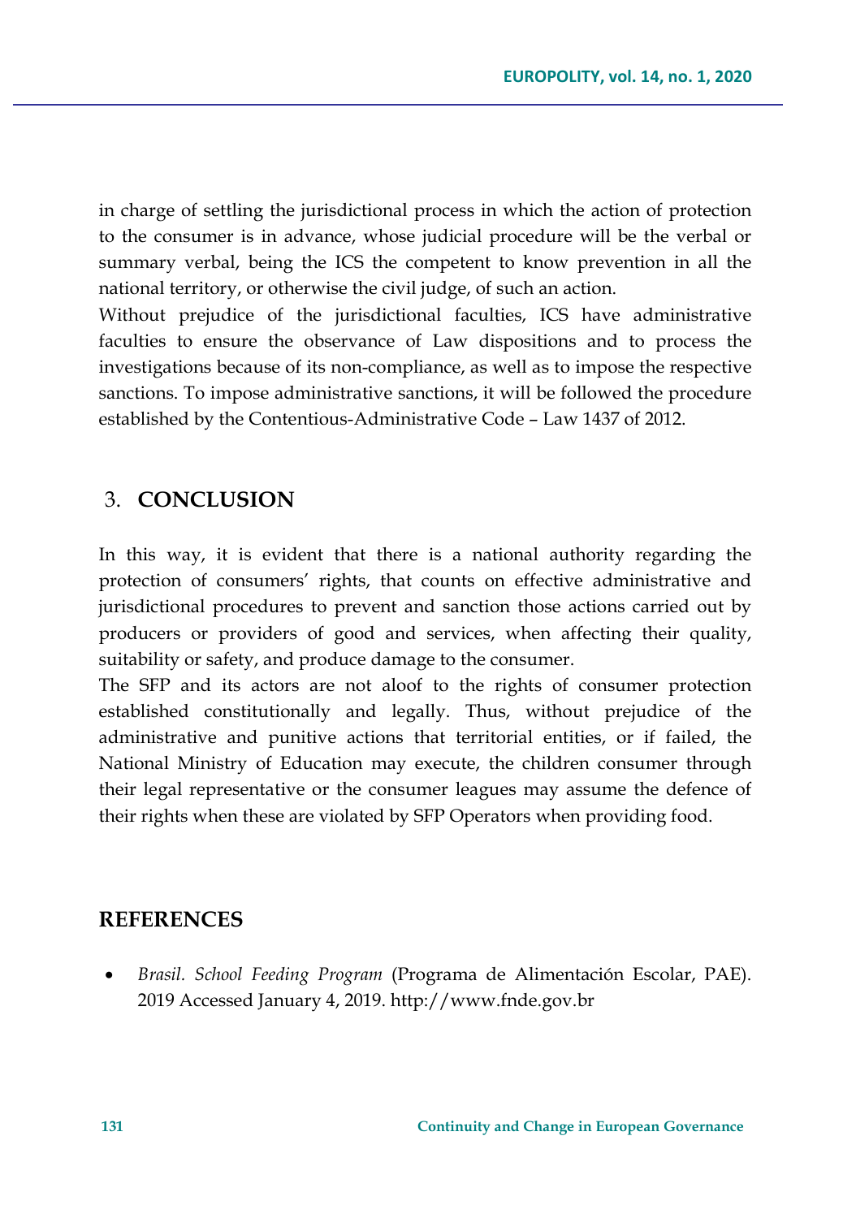in charge of settling the jurisdictional process in which the action of protection to the consumer is in advance, whose judicial procedure will be the verbal or summary verbal, being the ICS the competent to know prevention in all the national territory, or otherwise the civil judge, of such an action.

Without prejudice of the jurisdictional faculties, ICS have administrative faculties to ensure the observance of Law dispositions and to process the investigations because of its non-compliance, as well as to impose the respective sanctions. To impose administrative sanctions, it will be followed the procedure established by the Contentious-Administrative Code – Law 1437 of 2012.

## 3. CONCLUSION

In this way, it is evident that there is a national authority regarding the protection of consumers' rights, that counts on effective administrative and jurisdictional procedures to prevent and sanction those actions carried out by producers or providers of good and services, when affecting their quality, suitability or safety, and produce damage to the consumer.

The SFP and its actors are not aloof to the rights of consumer protection established constitutionally and legally. Thus, without prejudice of the administrative and punitive actions that territorial entities, or if failed, the National Ministry of Education may execute, the children consumer through their legal representative or the consumer leagues may assume the defence of their rights when these are violated by SFP Operators when providing food.

## REFERENCES

- *Brasil. School Feeding Program* (Programa de Alimentación Escolar, PAE). 2019 Accessed January 4, 2019. http://www.fnde.gov.br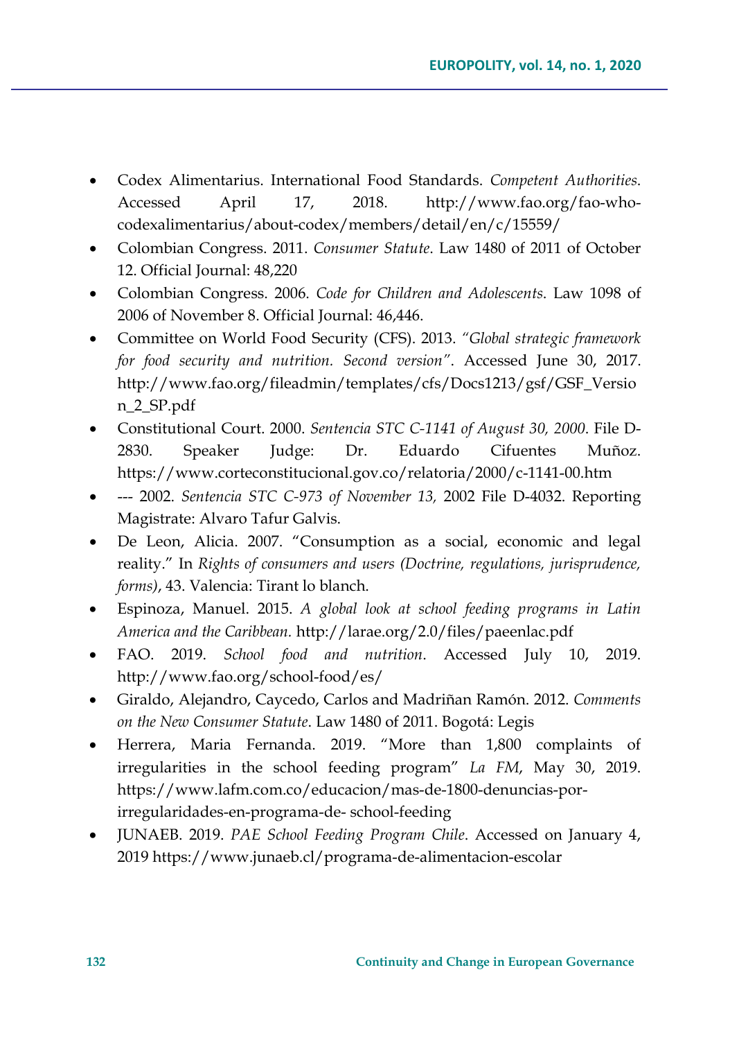- Codex Alimentarius. International Food Standards. *Competent Authorities*. Accessed April 17, 2018. http://www.fao.org/fao-who-codexalimentarius/about-codex/members/detail/en/c/15559/
- Colombian Congress. 2011. *Consumer Statute*. Law 1480 of 2011 of October 12. Official Journal: 48,220
- Colombian Congress. 2006. *Code for Children and Adolescents*. Law 1098 of 2006 of November 8. Official Journal: 46,446.
- Committee on World Food Security (CFS). 2013. *"Global strategic framework for food security and nutrition. Second version"*. Accessed June 30, 2017. http://www.fao.org/fileadmin/templates/cfs/Docs1213/gsf/GSF_Version_2_SP.pdf
- Constitutional Court. 2000. *Sentencia STC C-1141 of August 30, 2000*. File D-2830. Speaker Judge: Dr. Eduardo Cifuentes Muñoz. https://www.corteconstitucional.gov.co/relatoria/2000/c-1141-00.htm
- --- 2002. *Sentencia STC C-973 of November 13,* 2002 File D-4032. Reporting Magistrate: Alvaro Tafur Galvis.
- De Leon, Alicia. 2007. "Consumption as a social, economic and legal reality." In *Rights of consumers and users (Doctrine, regulations, jurisprudence, forms)*, 43. Valencia: Tirant lo blanch.
- Espinoza, Manuel. 2015. *A global look at school feeding programs in Latin America and the Caribbean.* http://larae.org/2.0/files/paeenlac.pdf
- FAO. 2019. *School food and nutrition*. Accessed July 10, 2019. http://www.fao.org/school-food/es/
- Giraldo, Alejandro, Caycedo, Carlos and Madriñan Ramón. 2012. *Comments on the New Consumer Statute*. Law 1480 of 2011. Bogotá: Legis
- Herrera, Maria Fernanda. 2019. "More than 1,800 complaints of irregularities in the school feeding program" *La FM*, May 30, 2019. https://www.lafm.com.co/educacion/mas-de-1800-denuncias-por-irregularidades-en-programa-de- school-feeding
- JUNAEB. 2019. *PAE School Feeding Program Chile*. Accessed on January 4, 2019 https://www.junaeb.cl/programa-de-alimentacion-escolar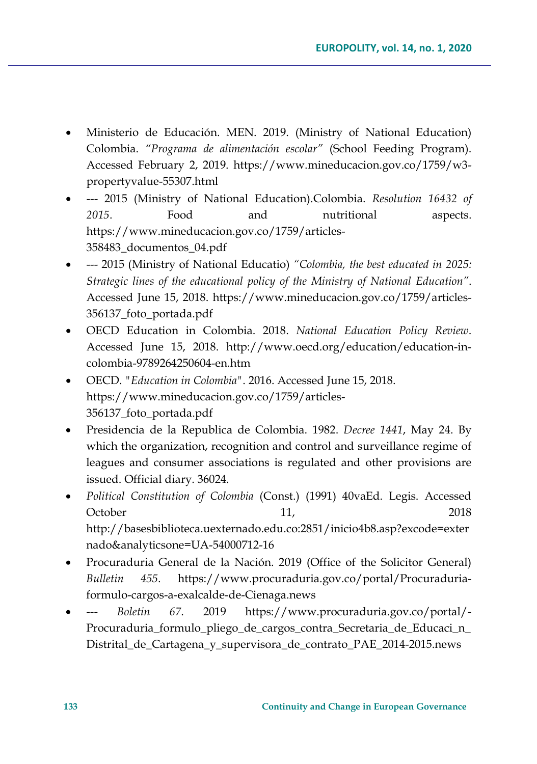- Ministerio de Educación. MEN. 2019. (Ministry of National Education) Colombia. *"Programa de alimentación escolar"* (School Feeding Program). Accessed February 2, 2019. https://www.mineducacion.gov.co/1759/w3-propertyvalue-55307.html
- --- 2015 (Ministry of National Education).Colombia. *Resolution 16432 of 2015*. Food and nutritional aspects. https://www.mineducacion.gov.co/1759/articles-358483_documentos_04.pdf
- --- 2015 (Ministry of National Educatio) *"Colombia, the best educated in 2025: Strategic lines of the educational policy of the Ministry of National Education"*. Accessed June 15, 2018. https://www.mineducacion.gov.co/1759/articles-356137_foto_portada.pdf
- OECD Education in Colombia. 2018. *National Education Policy Review*. Accessed June 15, 2018. http://www.oecd.org/education/education-in-colombia-9789264250604-en.htm
- OECD. "*Education in Colombia*". 2016. Accessed June 15, 2018. https://www.mineducacion.gov.co/1759/articles-356137_foto_portada.pdf
- Presidencia de la Republica de Colombia. 1982. *Decree 1441*, May 24. By which the organization, recognition and control and surveillance regime of leagues and consumer associations is regulated and other provisions are issued. Official diary. 36024.
- *Political Constitution of Colombia* (Const.) (1991) 40vaEd. Legis. Accessed October 11, 2018 http://basesbiblioteca.uexternado.edu.co:2851/inicio4b8.asp?excode=externado&analyticsone=UA-54000712-16
- Procuraduria General de la Nación. 2019 (Office of the Solicitor General) *Bulletin 455*. https://www.procuraduria.gov.co/portal/Procuraduria-formulo-cargos-a-exalcalde-de-Cienaga.news
- --- *Boletin 67*. 2019 https://www.procuraduria.gov.co/portal/-Procuraduria_formulo_pliego_de_cargos_contra_Secretaria_de_Educaci_n_Distrital_de_Cartagena_y_supervisora_de_contrato_PAE_2014-2015.news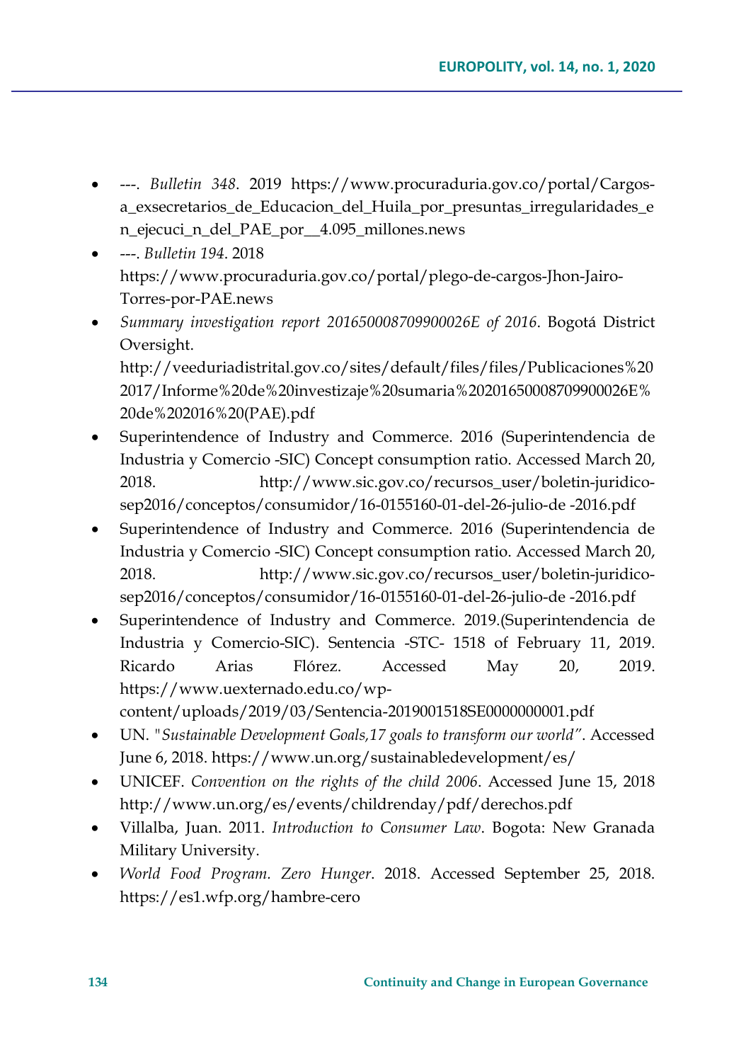- ---. *Bulletin 348*. 2019 https://www.procuraduria.gov.co/portal/Cargos-a_exsecretarios_de_Educacion_del_Huila_por_presuntas_irregularidades_en_ejecuci_n_del_PAE_por__4.095_millones.news
- ---. *Bulletin 194*. 2018 https://www.procuraduria.gov.co/portal/plego-de-cargos-Jhon-Jairo-Torres-por-PAE.news
- *Summary investigation report 201650008709900026E of 2016*. Bogotá District Oversight. http://veeduriadistrital.gov.co/sites/default/files/files/Publicaciones%202017/Informe%20de%20investizaje%20sumaria%20201650008709900026E%20de%202016%20(PAE).pdf
- Superintendence of Industry and Commerce. 2016 (Superintendencia de Industria y Comercio -SIC) Concept consumption ratio. Accessed March 20, 2018. http://www.sic.gov.co/recursos_user/boletin-juridico-sep2016/conceptos/consumidor/16-0155160-01-del-26-julio-de -2016.pdf
- Superintendence of Industry and Commerce. 2016 (Superintendencia de Industria y Comercio -SIC) Concept consumption ratio. Accessed March 20, 2018. http://www.sic.gov.co/recursos_user/boletin-juridico-sep2016/conceptos/consumidor/16-0155160-01-del-26-julio-de -2016.pdf
- Superintendence of Industry and Commerce. 2019.(Superintendencia de Industria y Comercio-SIC). Sentencia -STC- 1518 of February 11, 2019. Ricardo Arias Flórez. Accessed May 20, 2019. https://www.uexternado.edu.co/wp-content/uploads/2019/03/Sentencia-2019001518SE0000000001.pdf
- UN. *"Sustainable Development Goals,17 goals to transform our world"*. Accessed June 6, 2018. https://www.un.org/sustainabledevelopment/es/
- UNICEF. *Convention on the rights of the child 2006*. Accessed June 15, 2018 http://www.un.org/es/events/childrenday/pdf/derechos.pdf
- Villalba, Juan. 2011. *Introduction to Consumer Law*. Bogota: New Granada Military University.
- *World Food Program. Zero Hunger*. 2018. Accessed September 25, 2018. https://es1.wfp.org/hambre-cero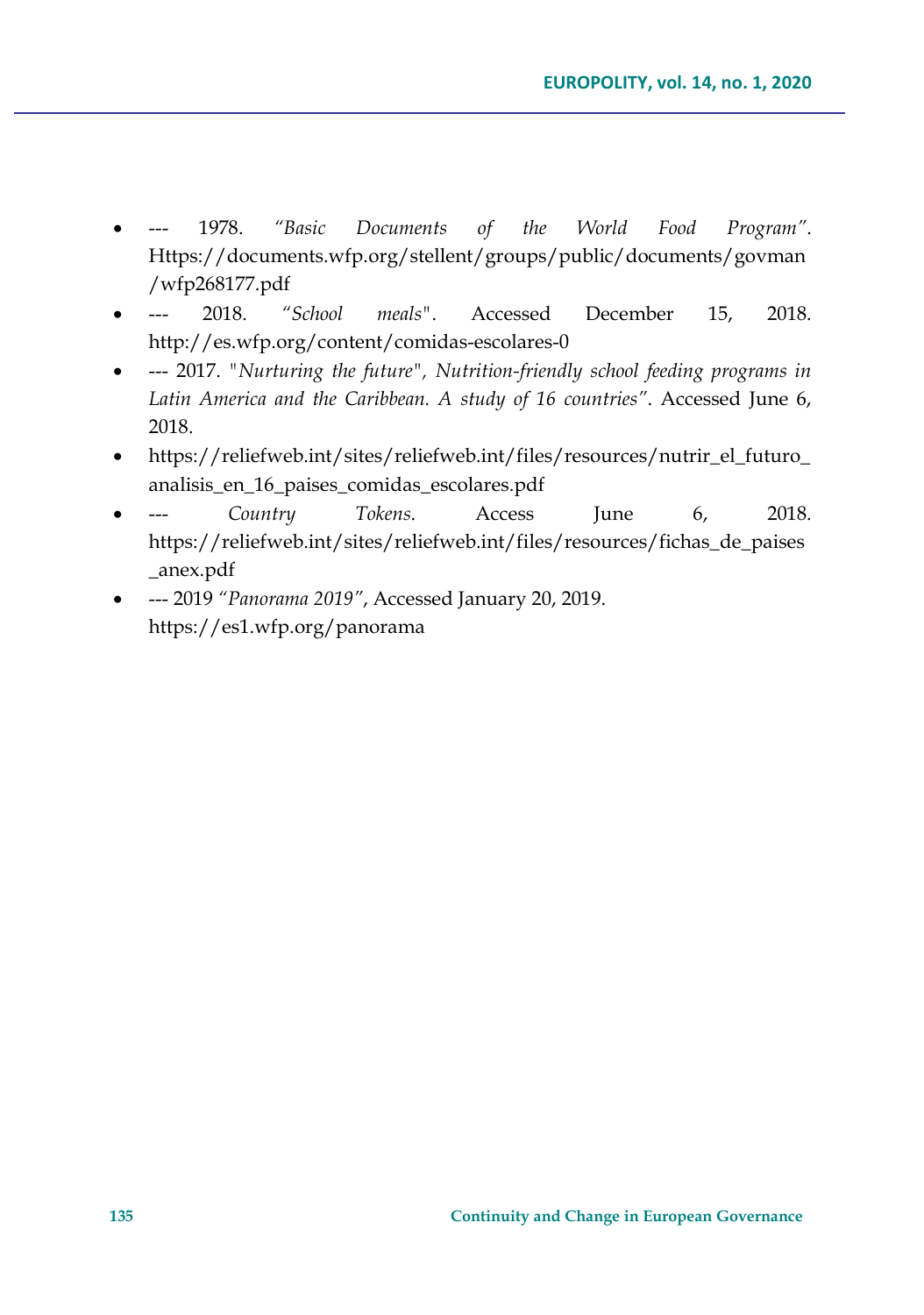- --- 1978. *"Basic Documents of the World Food Program"*. Https://documents.wfp.org/stellent/groups/public/documents/govman/wfp268177.pdf
- --- 2018. *"School meals"*. Accessed December 15, 2018. http://es.wfp.org/content/comidas-escolares-0
- --- 2017. *"Nurturing the future", Nutrition-friendly school feeding programs in Latin America and the Caribbean. A study of 16 countries"*. Accessed June 6, 2018.
- https://reliefweb.int/sites/reliefweb.int/files/resources/nutrir_el_futuro_analisis_en_16_paises_comidas_escolares.pdf
- --- *Country Tokens*. Access June 6, 2018. https://reliefweb.int/sites/reliefweb.int/files/resources/fichas_de_paises_anex.pdf
- --- 2019 *"Panorama 2019"*, Accessed January 20, 2019. https://es1.wfp.org/panorama